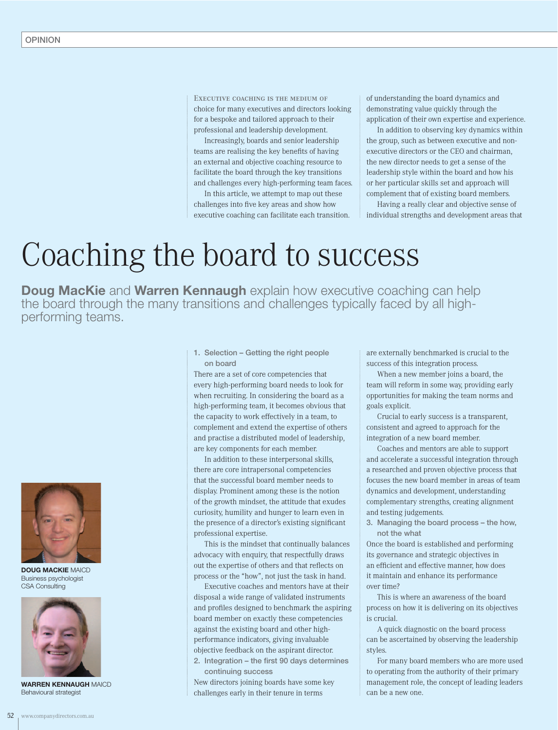# Coaching the board to success

**Doug MacKie** and **Warren Kennaugh** explain how executive coaching can help the board through the many transitions and challenges typically faced by all high-performing teams.

**DOUG MACKIE** MAICD
Business psychologist
CSA Consulting

**WARREN KENNAUGH** MAICD
Behavioural strategist

Executive coaching is the medium of choice for many executives and directors looking for a bespoke and tailored approach to their professional and leadership development.

Increasingly, boards and senior leadership teams are realising the key benefits of having an external and objective coaching resource to facilitate the board through the key transitions and challenges every high-performing team faces.

In this article, we attempt to map out these challenges into five key areas and show how executive coaching can facilitate each transition.

### 1. Selection – Getting the right people on board

There are a set of core competencies that every high-performing board needs to look for when recruiting. In considering the board as a high-performing team, it becomes obvious that the capacity to work effectively in a team, to complement and extend the expertise of others and practise a distributed model of leadership, are key components for each member.

In addition to these interpersonal skills, there are core intrapersonal competencies that the successful board member needs to display. Prominent among these is the notion of the growth mindset, the attitude that exudes curiosity, humility and hunger to learn even in the presence of a director's existing significant professional expertise.

This is the mindset that continually balances advocacy with enquiry, that respectfully draws out the expertise of others and that reflects on process or the "how", not just the task in hand.

Executive coaches and mentors have at their disposal a wide range of validated instruments and profiles designed to benchmark the aspiring board member on exactly these competencies against the existing board and other high-performance indicators, giving invaluable objective feedback on the aspirant director.

### 2. Integration – the first 90 days determines continuing success

New directors joining boards have some key challenges early in their tenure in terms of understanding the board dynamics and demonstrating value quickly through the application of their own expertise and experience.

In addition to observing key dynamics within the group, such as between executive and non-executive directors or the CEO and chairman, the new director needs to get a sense of the leadership style within the board and how his or her particular skills set and approach will complement that of existing board members.

Having a really clear and objective sense of individual strengths and development areas that are externally benchmarked is crucial to the success of this integration process.

When a new member joins a board, the team will reform in some way, providing early opportunities for making the team norms and goals explicit.

Crucial to early success is a transparent, consistent and agreed to approach for the integration of a new board member.

Coaches and mentors are able to support and accelerate a successful integration through a researched and proven objective process that focuses the new board member in areas of team dynamics and development, understanding complementary strengths, creating alignment and testing judgements.

### 3. Managing the board process – the how, not the what

Once the board is established and performing its governance and strategic objectives in an efficient and effective manner, how does it maintain and enhance its performance over time?

This is where an awareness of the board process on how it is delivering on its objectives is crucial.

A quick diagnostic on the board process can be ascertained by observing the leadership styles.

For many board members who are more used to operating from the authority of their primary management role, the concept of leading leaders can be a new one.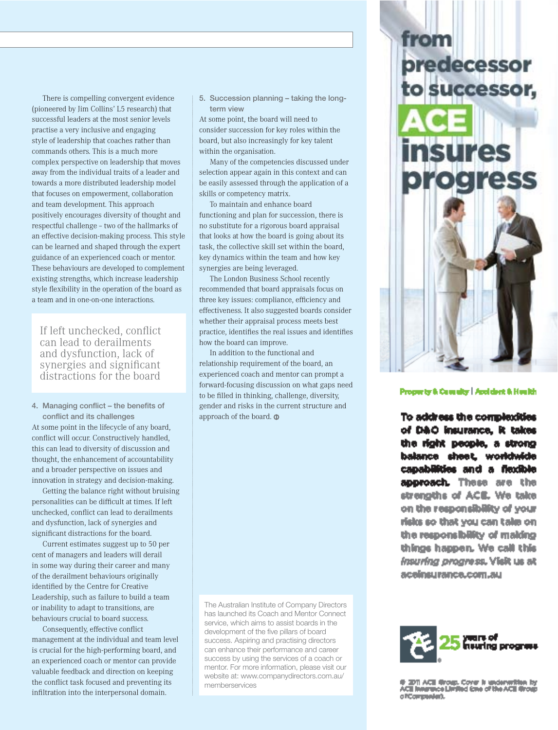There is compelling convergent evidence (pioneered by Jim Collins' L5 research) that successful leaders at the most senior levels practise a very inclusive and engaging style of leadership that coaches rather than commands others. This is a much more complex perspective on leadership that moves away from the individual traits of a leader and towards a more distributed leadership model that focuses on empowerment, collaboration and team development. This approach positively encourages diversity of thought and respectful challenge – two of the hallmarks of an effective decision-making process. This style can be learned and shaped through the expert guidance of an experienced coach or mentor. These behaviours are developed to complement existing strengths, which increase leadership style flexibility in the operation of the board as a team and in one-on-one interactions.

> If left unchecked, conflict can lead to derailments and dysfunction, lack of synergies and significant distractions for the board

### 4. Managing conflict – the benefits of conflict and its challenges

At some point in the lifecycle of any board, conflict will occur. Constructively handled, this can lead to diversity of discussion and thought, the enhancement of accountability and a broader perspective on issues and innovation in strategy and decision-making.

Getting the balance right without bruising personalities can be difficult at times. If left unchecked, conflict can lead to derailments and dysfunction, lack of synergies and significant distractions for the board.

Current estimates suggest up to 50 per cent of managers and leaders will derail in some way during their career and many of the derailment behaviours originally identified by the Centre for Creative Leadership, such as failure to build a team or inability to adapt to transitions, are behaviours crucial to board success.

Consequently, effective conflict management at the individual and team level is crucial for the high-performing board, and an experienced coach or mentor can provide valuable feedback and direction on keeping the conflict task focused and preventing its infiltration into the interpersonal domain.

### 5. Succession planning – taking the long-term view

At some point, the board will need to consider succession for key roles within the board, but also increasingly for key talent within the organisation.

Many of the competencies discussed under selection appear again in this context and can be easily assessed through the application of a skills or competency matrix.

To maintain and enhance board functioning and plan for succession, there is no substitute for a rigorous board appraisal that looks at how the board is going about its task, the collective skill set within the board, key dynamics within the team and how key synergies are being leveraged.

The London Business School recently recommended that board appraisals focus on three key issues: compliance, efficiency and effectiveness. It also suggested boards consider whether their appraisal process meets best practice, identifies the real issues and identifies how the board can improve.

In addition to the functional and relationship requirement of the board, an experienced coach and mentor can prompt a forward-focusing discussion on what gaps need to be filled in thinking, challenge, diversity, gender and risks in the current structure and approach of the board.

The Australian Institute of Company Directors has launched its Coach and Mentor Connect service, which aims to assist boards in the development of the five pillars of board success. Aspiring and practising directors can enhance their performance and career success by using the services of a coach or mentor. For more information, please visit our website at: www.companydirectors.com.au/memberservices

---

**from predecessor to successor, ACE insures progress**

Property & Casualty | Accident & Health

**To address the complexities of D&O insurance, it takes the right people, a strong balance sheet, worldwide capabilities and a flexible approach.** These are the strengths of ACE. We take on the responsibility of your risks so that you can take on the responsibility of making things happen. We call this *insuring progress*. Visit us at aceinsurance.com.au

ACE 25 years of insuring progress

© 2011 ACE Group. Cover is underwritten by ACE Insurance Limited (one of the ACE Group of Companies).